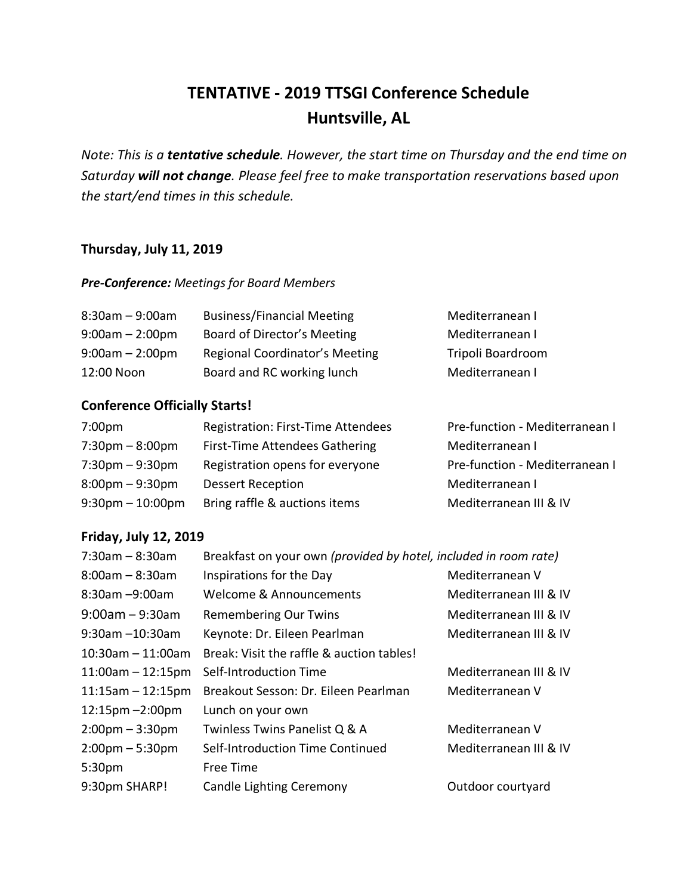# TENTATIVE - 2019 TTSGI Conference Schedule
# Huntsville, AL

*Note: This is a* ***tentative schedule****. However, the start time on Thursday and the end time on Saturday* ***will not change****. Please feel free to make transportation reservations based upon the start/end times in this schedule.*

### Thursday, July 11, 2019

***Pre-Conference:*** *Meetings for Board Members*

| | | |
|---|---|---|
| 8:30am – 9:00am | Business/Financial Meeting | Mediterranean I |
| 9:00am – 2:00pm | Board of Director's Meeting | Mediterranean I |
| 9:00am – 2:00pm | Regional Coordinator's Meeting | Tripoli Boardroom |
| 12:00 Noon | Board and RC working lunch | Mediterranean I |

### Conference Officially Starts!

| | | |
|---|---|---|
| 7:00pm | Registration: First-Time Attendees | Pre-function - Mediterranean I |
| 7:30pm – 8:00pm | First-Time Attendees Gathering | Mediterranean I |
| 7:30pm – 9:30pm | Registration opens for everyone | Pre-function - Mediterranean I |
| 8:00pm – 9:30pm | Dessert Reception | Mediterranean I |
| 9:30pm – 10:00pm | Bring raffle & auctions items | Mediterranean III & IV |

### Friday, July 12, 2019

| | | |
|---|---|---|
| 7:30am – 8:30am | Breakfast on your own *(provided by hotel, included in room rate)* | |
| 8:00am – 8:30am | Inspirations for the Day | Mediterranean V |
| 8:30am –9:00am | Welcome & Announcements | Mediterranean III & IV |
| 9:00am – 9:30am | Remembering Our Twins | Mediterranean III & IV |
| 9:30am –10:30am | Keynote: Dr. Eileen Pearlman | Mediterranean III & IV |
| 10:30am – 11:00am | Break: Visit the raffle & auction tables! | |
| 11:00am – 12:15pm | Self-Introduction Time | Mediterranean III & IV |
| 11:15am – 12:15pm | Breakout Sesson: Dr. Eileen Pearlman | Mediterranean V |
| 12:15pm –2:00pm | Lunch on your own | |
| 2:00pm – 3:30pm | Twinless Twins Panelist Q & A | Mediterranean V |
| 2:00pm – 5:30pm | Self-Introduction Time Continued | Mediterranean III & IV |
| 5:30pm | Free Time | |
| 9:30pm SHARP! | Candle Lighting Ceremony | Outdoor courtyard |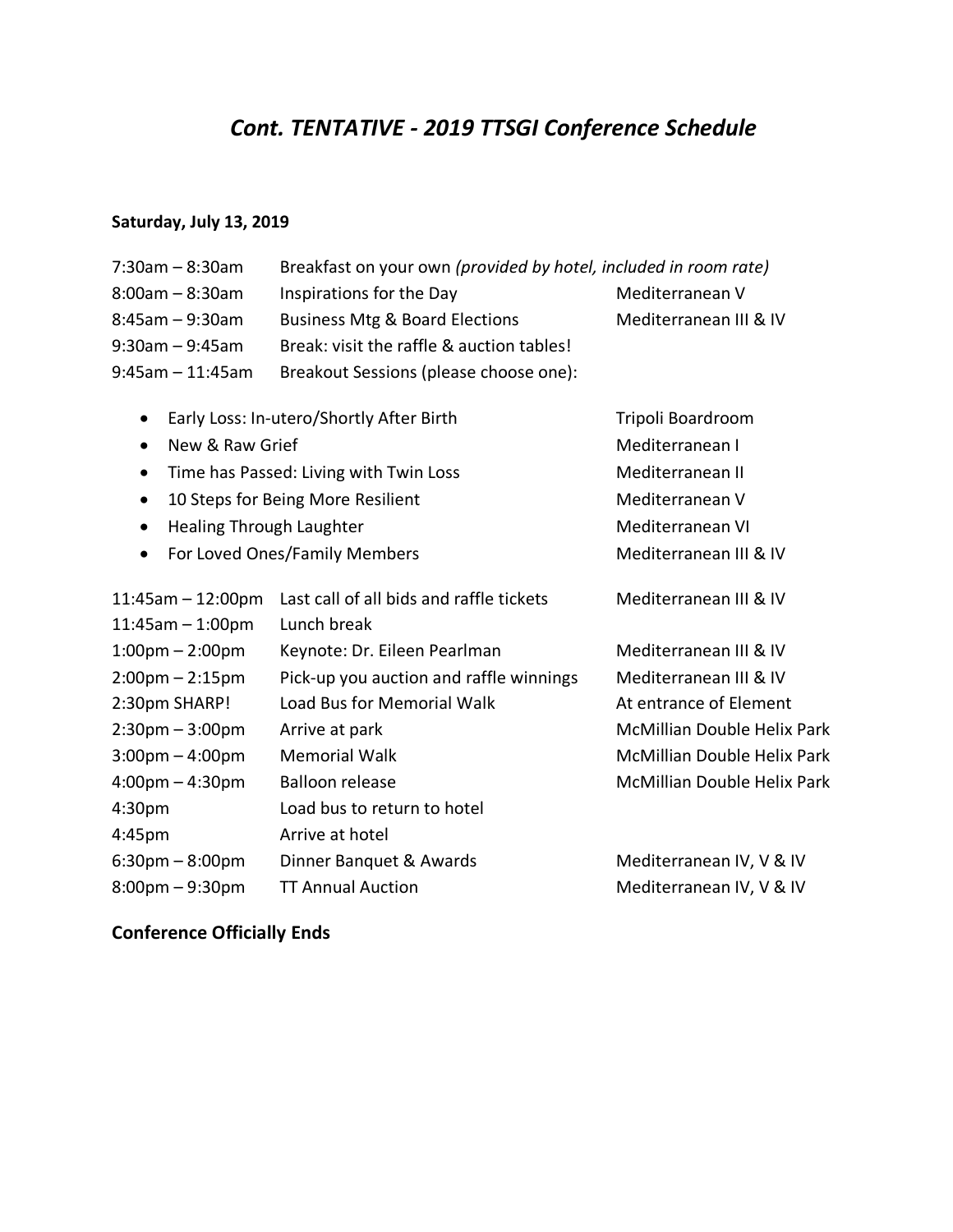# *Cont. TENTATIVE - 2019 TTSGI Conference Schedule*

**Saturday, July 13, 2019**

| | | |
|---|---|---|
| 7:30am – 8:30am | Breakfast on your own *(provided by hotel, included in room rate)* | |
| 8:00am – 8:30am | Inspirations for the Day | Mediterranean V |
| 8:45am – 9:30am | Business Mtg & Board Elections | Mediterranean III & IV |
| 9:30am – 9:45am | Break: visit the raffle & auction tables! | |
| 9:45am – 11:45am | Breakout Sessions (please choose one): | |

- Early Loss: In-utero/Shortly After Birth — Tripoli Boardroom
- New & Raw Grief — Mediterranean I
- Time has Passed: Living with Twin Loss — Mediterranean II
- 10 Steps for Being More Resilient — Mediterranean V
- Healing Through Laughter — Mediterranean VI
- For Loved Ones/Family Members — Mediterranean III & IV

| | | |
|---|---|---|
| 11:45am – 12:00pm | Last call of all bids and raffle tickets | Mediterranean III & IV |
| 11:45am – 1:00pm | Lunch break | |
| 1:00pm – 2:00pm | Keynote: Dr. Eileen Pearlman | Mediterranean III & IV |
| 2:00pm – 2:15pm | Pick-up you auction and raffle winnings | Mediterranean III & IV |
| 2:30pm SHARP! | Load Bus for Memorial Walk | At entrance of Element |
| 2:30pm – 3:00pm | Arrive at park | McMillian Double Helix Park |
| 3:00pm – 4:00pm | Memorial Walk | McMillian Double Helix Park |
| 4:00pm – 4:30pm | Balloon release | McMillian Double Helix Park |
| 4:30pm | Load bus to return to hotel | |
| 4:45pm | Arrive at hotel | |
| 6:30pm – 8:00pm | Dinner Banquet & Awards | Mediterranean IV, V & IV |
| 8:00pm – 9:30pm | TT Annual Auction | Mediterranean IV, V & IV |

**Conference Officially Ends**